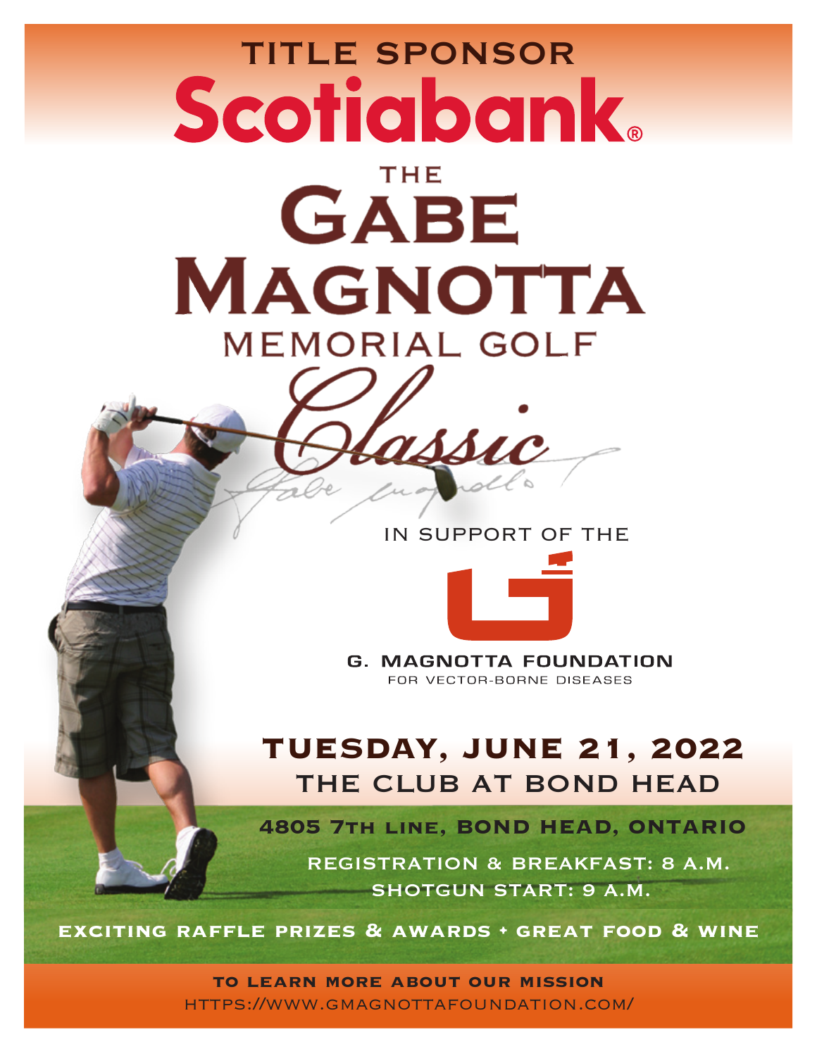TITLE SPONSOR

**Scotiabank®**

# THE GABE MAGNOTTA MEMORIAL GOLF *Classic*

IN SUPPORT OF THE

**G. MAGNOTTA FOUNDATION**
FOR VECTOR-BORNE DISEASES

## TUESDAY, JUNE 21, 2022

## THE CLUB AT BOND HEAD

**4805 7TH LINE, BOND HEAD, ONTARIO**

REGISTRATION & BREAKFAST: 8 A.M.
SHOTGUN START: 9 A.M.

**EXCITING RAFFLE PRIZES & AWARDS + GREAT FOOD & WINE**

**TO LEARN MORE ABOUT OUR MISSION**
HTTPS://WWW.GMAGNOTTAFOUNDATION.COM/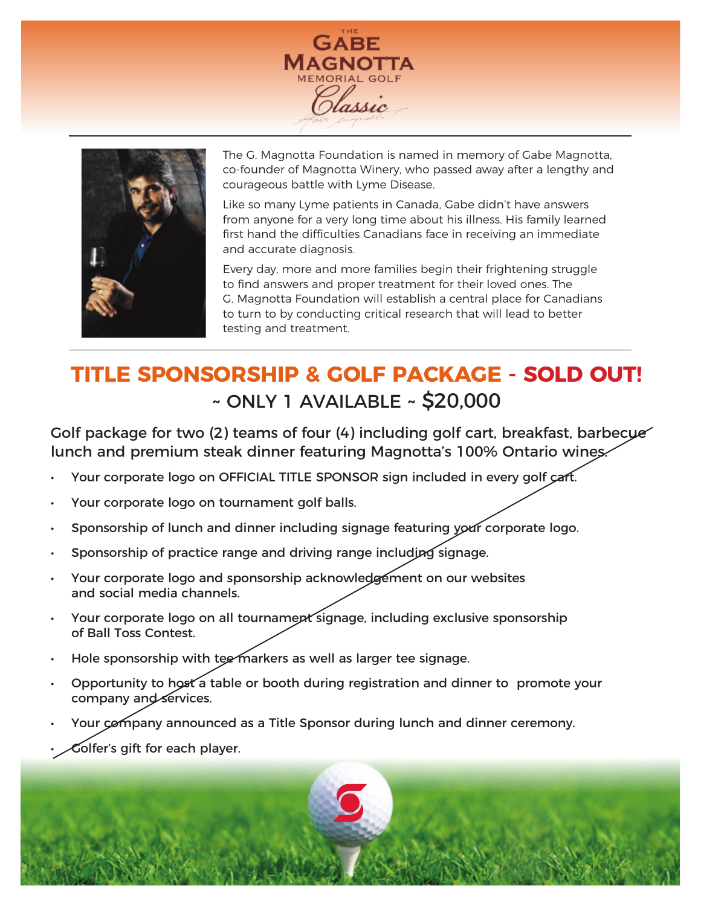THE GABE MAGNOTTA MEMORIAL GOLF *Classic*

The G. Magnotta Foundation is named in memory of Gabe Magnotta, co-founder of Magnotta Winery, who passed away after a lengthy and courageous battle with Lyme Disease.

Like so many Lyme patients in Canada, Gabe didn't have answers from anyone for a very long time about his illness. His family learned first hand the difficulties Canadians face in receiving an immediate and accurate diagnosis.

Every day, more and more families begin their frightening struggle to find answers and proper treatment for their loved ones. The G. Magnotta Foundation will establish a central place for Canadians to turn to by conducting critical research that will lead to better testing and treatment.

## TITLE SPONSORSHIP & GOLF PACKAGE - SOLD OUT!

### ~ ONLY 1 AVAILABLE ~ $20,000

Golf package for two (2) teams of four (4) including golf cart, breakfast, barbecue lunch and premium steak dinner featuring Magnotta's 100% Ontario wines.

- Your corporate logo on OFFICIAL TITLE SPONSOR sign included in every golf cart.
- Your corporate logo on tournament golf balls.
- Sponsorship of lunch and dinner including signage featuring your corporate logo.
- Sponsorship of practice range and driving range including signage.
- Your corporate logo and sponsorship acknowledgement on our websites and social media channels.
- Your corporate logo on all tournament signage, including exclusive sponsorship of Ball Toss Contest.
- Hole sponsorship with tee markers as well as larger tee signage.
- Opportunity to host a table or booth during registration and dinner to promote your company and services.
- Your company announced as a Title Sponsor during lunch and dinner ceremony.
- Golfer's gift for each player.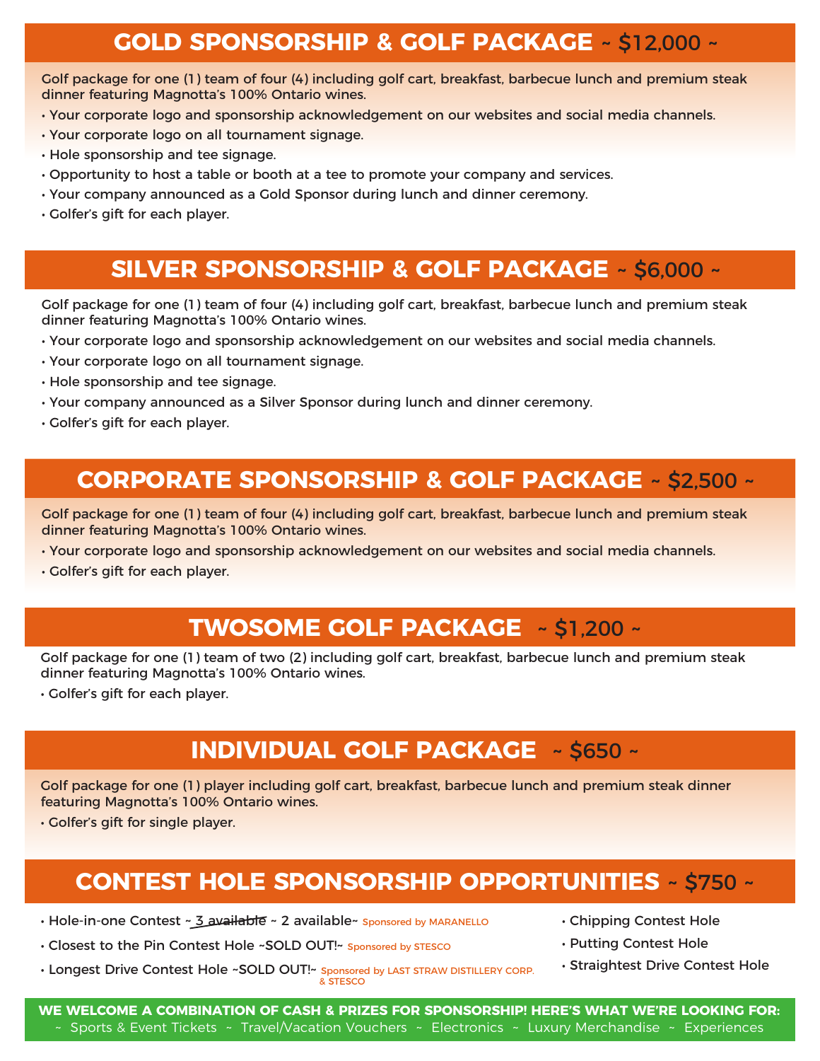## GOLD SPONSORSHIP & GOLF PACKAGE ~ $12,000 ~

Golf package for one (1) team of four (4) including golf cart, breakfast, barbecue lunch and premium steak dinner featuring Magnotta's 100% Ontario wines.

- Your corporate logo and sponsorship acknowledgement on our websites and social media channels.
- Your corporate logo on all tournament signage.
- Hole sponsorship and tee signage.
- Opportunity to host a table or booth at a tee to promote your company and services.
- Your company announced as a Gold Sponsor during lunch and dinner ceremony.
- Golfer's gift for each player.

## SILVER SPONSORSHIP & GOLF PACKAGE ~ $6,000 ~

Golf package for one (1) team of four (4) including golf cart, breakfast, barbecue lunch and premium steak dinner featuring Magnotta's 100% Ontario wines.

- Your corporate logo and sponsorship acknowledgement on our websites and social media channels.
- Your corporate logo on all tournament signage.
- Hole sponsorship and tee signage.
- Your company announced as a Silver Sponsor during lunch and dinner ceremony.
- Golfer's gift for each player.

## CORPORATE SPONSORSHIP & GOLF PACKAGE ~ $2,500 ~

Golf package for one (1) team of four (4) including golf cart, breakfast, barbecue lunch and premium steak dinner featuring Magnotta's 100% Ontario wines.

- Your corporate logo and sponsorship acknowledgement on our websites and social media channels.
- Golfer's gift for each player.

## TWOSOME GOLF PACKAGE ~ $1,200 ~

Golf package for one (1) team of two (2) including golf cart, breakfast, barbecue lunch and premium steak dinner featuring Magnotta's 100% Ontario wines.

- Golfer's gift for each player.

## INDIVIDUAL GOLF PACKAGE ~ $650 ~

Golf package for one (1) player including golf cart, breakfast, barbecue lunch and premium steak dinner featuring Magnotta's 100% Ontario wines.

- Golfer's gift for single player.

## CONTEST HOLE SPONSORSHIP OPPORTUNITIES ~ $750 ~

- Hole-in-one Contest ~ ~~3 available~~ ~ 2 available~ Sponsored by MARANELLO
- Closest to the Pin Contest Hole ~SOLD OUT!~ Sponsored by STESCO
- Longest Drive Contest Hole ~SOLD OUT!~ Sponsored by LAST STRAW DISTILLERY CORP. & STESCO
- Chipping Contest Hole
- Putting Contest Hole
- Straightest Drive Contest Hole

**WE WELCOME A COMBINATION OF CASH & PRIZES FOR SPONSORSHIP! HERE'S WHAT WE'RE LOOKING FOR:**

~ Sports & Event Tickets ~ Travel/Vacation Vouchers ~ Electronics ~ Luxury Merchandise ~ Experiences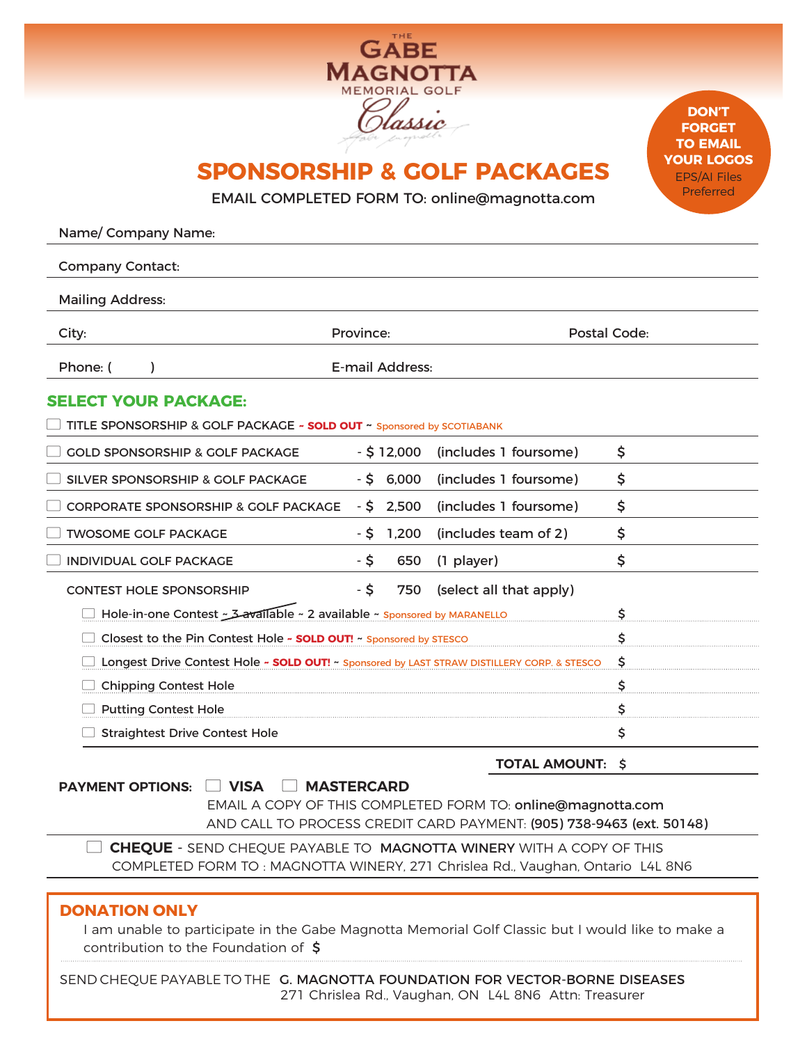THE GABE MAGNOTTA MEMORIAL GOLF *Classic*

**DON'T FORGET TO EMAIL YOUR LOGOS**
EPS/AI Files Preferred

# SPONSORSHIP & GOLF PACKAGES

EMAIL COMPLETED FORM TO: online@magnotta.com

Name/ Company Name:

Company Contact:

Mailing Address:

City: Province: Postal Code:

Phone: ( ) E-mail Address:

## SELECT YOUR PACKAGE:

☐ TITLE SPONSORSHIP & GOLF PACKAGE ~ **SOLD OUT** ~ Sponsored by SCOTIABANK

| | | | |
|---|---|---|---|
| ☐ GOLD SPONSORSHIP & GOLF PACKAGE | - $ 12,000 | (includes 1 foursome) | $ |
| ☐ SILVER SPONSORSHIP & GOLF PACKAGE | - $ 6,000 | (includes 1 foursome) | $ |
| ☐ CORPORATE SPONSORSHIP & GOLF PACKAGE | - $ 2,500 | (includes 1 foursome) | $ |
| ☐ TWOSOME GOLF PACKAGE | - $ 1,200 | (includes team of 2) | $ |
| ☐ INDIVIDUAL GOLF PACKAGE | - $ 650 | (1 player) | $ |
| CONTEST HOLE SPONSORSHIP | - $ 750 | (select all that apply) | |

- ☐ Hole-in-one Contest ~ ~~3 available~~ ~ 2 available ~ Sponsored by MARANELLO $
- ☐ Closest to the Pin Contest Hole ~ **SOLD OUT!** ~ Sponsored by STESCO $
- ☐ Longest Drive Contest Hole ~ **SOLD OUT!** ~ Sponsored by LAST STRAW DISTILLERY CORP. & STESCO $
- ☐ Chipping Contest Hole $
- ☐ Putting Contest Hole $
- ☐ Straightest Drive Contest Hole $

**TOTAL AMOUNT:** $

**PAYMENT OPTIONS:** ☐ **VISA** ☐ **MASTERCARD**

EMAIL A COPY OF THIS COMPLETED FORM TO: **online@magnotta.com**
AND CALL TO PROCESS CREDIT CARD PAYMENT: **(905) 738-9463 (ext. 50148)**

☐ **CHEQUE** - SEND CHEQUE PAYABLE TO **MAGNOTTA WINERY** WITH A COPY OF THIS COMPLETED FORM TO : MAGNOTTA WINERY, 271 Chrislea Rd., Vaughan, Ontario L4L 8N6

## DONATION ONLY

I am unable to participate in the Gabe Magnotta Memorial Golf Classic but I would like to make a contribution to the Foundation of $

SEND CHEQUE PAYABLE TO THE **G. MAGNOTTA FOUNDATION FOR VECTOR-BORNE DISEASES**
271 Chrislea Rd., Vaughan, ON L4L 8N6 Attn: Treasurer